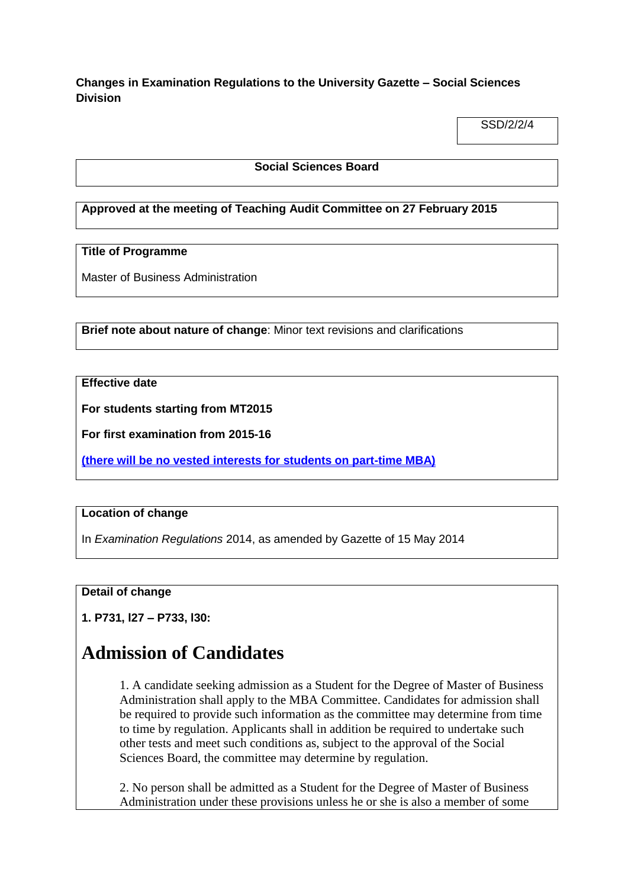**Changes in Examination Regulations to the University Gazette – Social Sciences Division**

SSD/2/2/4

**Social Sciences Board**

**Approved at the meeting of Teaching Audit Committee on 27 February 2015**

**Title of Programme**

Master of Business Administration

**Brief note about nature of change**: Minor text revisions and clarifications

**Effective date**

**For students starting from MT2015**

**For first examination from 2015-16**

**(there will be no vested interests for students on part-time MBA)**

**Location of change**

In *Examination Regulations* 2014, as amended by Gazette of 15 May 2014

**Detail of change**

**1. P731, l27 – P733, l30:**

# Admission of Candidates

1. A candidate seeking admission as a Student for the Degree of Master of Business Administration shall apply to the MBA Committee. Candidates for admission shall be required to provide such information as the committee may determine from time to time by regulation. Applicants shall in addition be required to undertake such other tests and meet such conditions as, subject to the approval of the Social Sciences Board, the committee may determine by regulation.

2. No person shall be admitted as a Student for the Degree of Master of Business Administration under these provisions unless he or she is also a member of some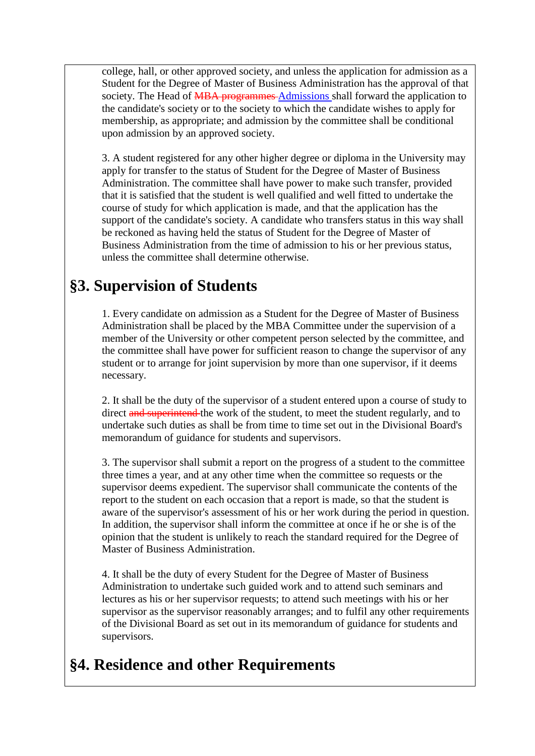college, hall, or other approved society, and unless the application for admission as a Student for the Degree of Master of Business Administration has the approval of that society. The Head of ~~MBA programmes~~ Admissions shall forward the application to the candidate's society or to the society to which the candidate wishes to apply for membership, as appropriate; and admission by the committee shall be conditional upon admission by an approved society.

3. A student registered for any other higher degree or diploma in the University may apply for transfer to the status of Student for the Degree of Master of Business Administration. The committee shall have power to make such transfer, provided that it is satisfied that the student is well qualified and well fitted to undertake the course of study for which application is made, and that the application has the support of the candidate's society. A candidate who transfers status in this way shall be reckoned as having held the status of Student for the Degree of Master of Business Administration from the time of admission to his or her previous status, unless the committee shall determine otherwise.

## §3. Supervision of Students

1. Every candidate on admission as a Student for the Degree of Master of Business Administration shall be placed by the MBA Committee under the supervision of a member of the University or other competent person selected by the committee, and the committee shall have power for sufficient reason to change the supervisor of any student or to arrange for joint supervision by more than one supervisor, if it deems necessary.

2. It shall be the duty of the supervisor of a student entered upon a course of study to direct ~~and superintend~~ the work of the student, to meet the student regularly, and to undertake such duties as shall be from time to time set out in the Divisional Board's memorandum of guidance for students and supervisors.

3. The supervisor shall submit a report on the progress of a student to the committee three times a year, and at any other time when the committee so requests or the supervisor deems expedient. The supervisor shall communicate the contents of the report to the student on each occasion that a report is made, so that the student is aware of the supervisor's assessment of his or her work during the period in question. In addition, the supervisor shall inform the committee at once if he or she is of the opinion that the student is unlikely to reach the standard required for the Degree of Master of Business Administration.

4. It shall be the duty of every Student for the Degree of Master of Business Administration to undertake such guided work and to attend such seminars and lectures as his or her supervisor requests; to attend such meetings with his or her supervisor as the supervisor reasonably arranges; and to fulfil any other requirements of the Divisional Board as set out in its memorandum of guidance for students and supervisors.

## §4. Residence and other Requirements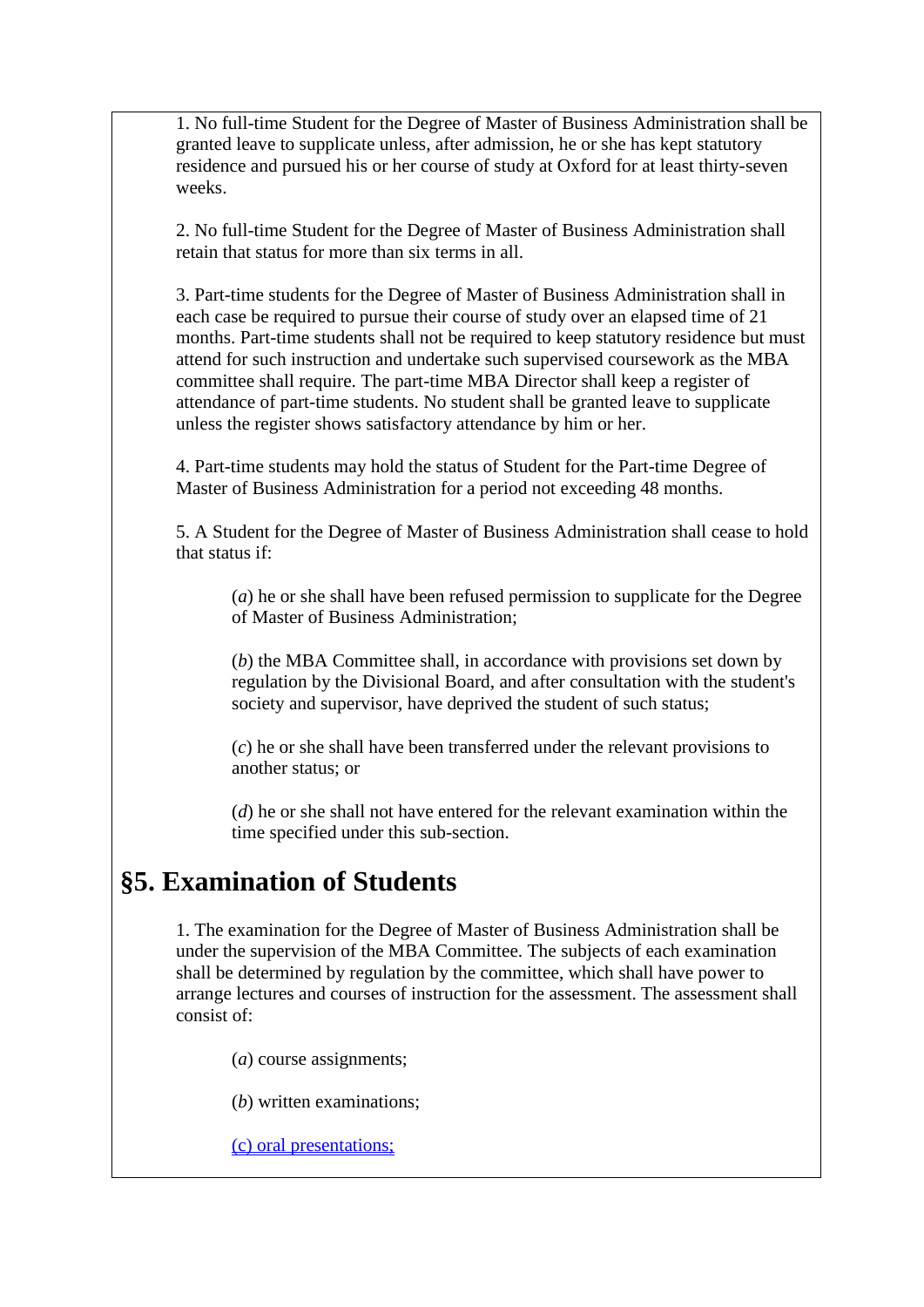1. No full-time Student for the Degree of Master of Business Administration shall be granted leave to supplicate unless, after admission, he or she has kept statutory residence and pursued his or her course of study at Oxford for at least thirty-seven weeks.

2. No full-time Student for the Degree of Master of Business Administration shall retain that status for more than six terms in all.

3. Part-time students for the Degree of Master of Business Administration shall in each case be required to pursue their course of study over an elapsed time of 21 months. Part-time students shall not be required to keep statutory residence but must attend for such instruction and undertake such supervised coursework as the MBA committee shall require. The part-time MBA Director shall keep a register of attendance of part-time students. No student shall be granted leave to supplicate unless the register shows satisfactory attendance by him or her.

4. Part-time students may hold the status of Student for the Part-time Degree of Master of Business Administration for a period not exceeding 48 months.

5. A Student for the Degree of Master of Business Administration shall cease to hold that status if:

(*a*) he or she shall have been refused permission to supplicate for the Degree of Master of Business Administration;

(*b*) the MBA Committee shall, in accordance with provisions set down by regulation by the Divisional Board, and after consultation with the student's society and supervisor, have deprived the student of such status;

(*c*) he or she shall have been transferred under the relevant provisions to another status; or

(*d*) he or she shall not have entered for the relevant examination within the time specified under this sub-section.

## §5. Examination of Students

1. The examination for the Degree of Master of Business Administration shall be under the supervision of the MBA Committee. The subjects of each examination shall be determined by regulation by the committee, which shall have power to arrange lectures and courses of instruction for the assessment. The assessment shall consist of:

(*a*) course assignments;

(*b*) written examinations;

(c) oral presentations;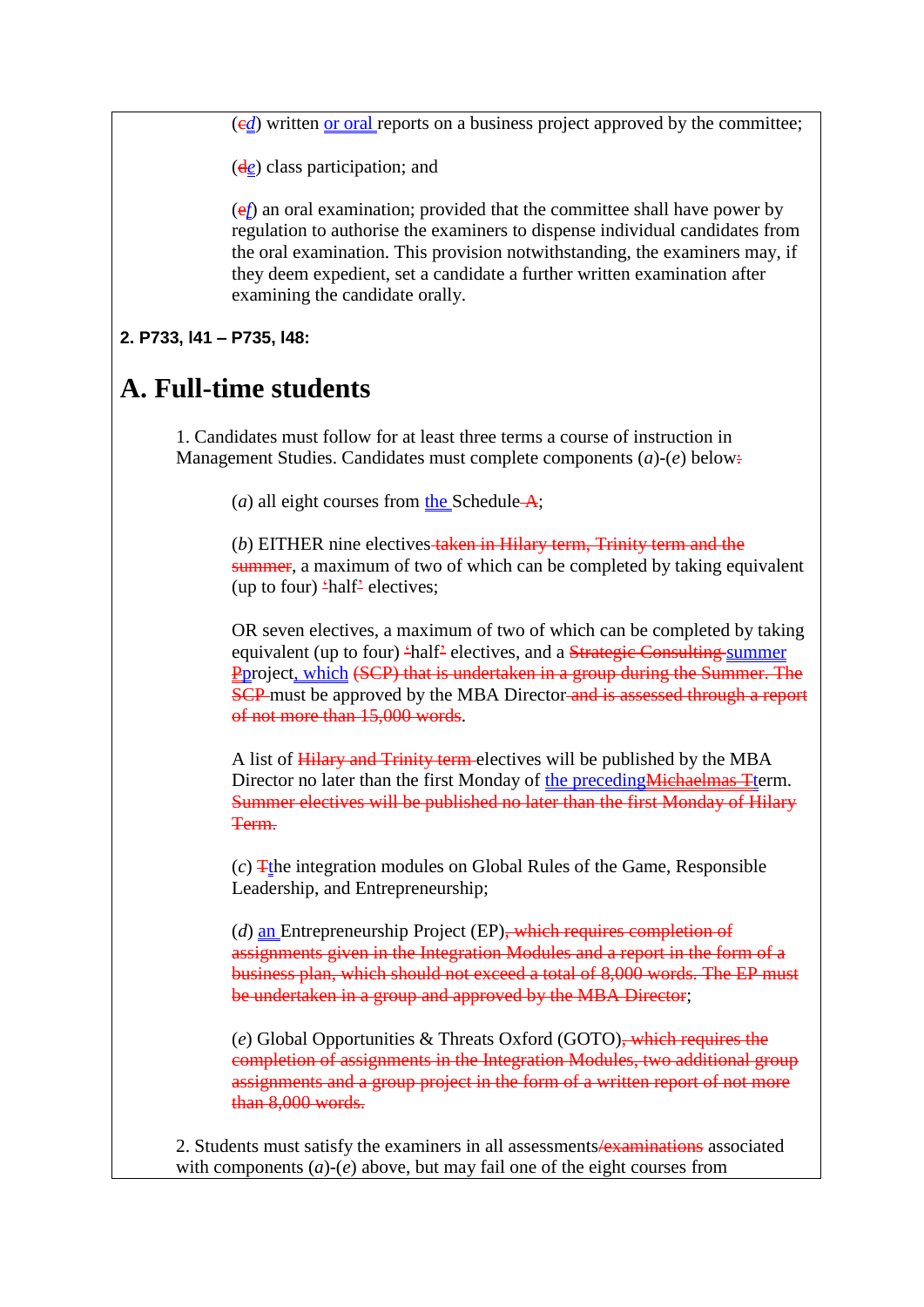(~~c~~<u>*d*</u>) written <u>or oral</u> reports on a business project approved by the committee;

(~~d~~<u>*e*</u>) class participation; and

(~~e~~<u>*f*</u>) an oral examination; provided that the committee shall have power by regulation to authorise the examiners to dispense individual candidates from the oral examination. This provision notwithstanding, the examiners may, if they deem expedient, set a candidate a further written examination after examining the candidate orally.

**2. P733, l41 – P735, l48:**

# A. Full-time students

1. Candidates must follow for at least three terms a course of instruction in Management Studies. Candidates must complete components (*a*)-(*e*) below~~:~~

(*a*) all eight courses from <u>the</u> Schedule ~~A~~;

(*b*) EITHER nine electives ~~taken in Hilary term, Trinity term and the summer~~, a maximum of two of which can be completed by taking equivalent (up to four) ~~'~~half~~'~~ electives;

OR seven electives, a maximum of two of which can be completed by taking equivalent (up to four) ~~'~~half~~'~~ electives, and a ~~Strategic Consulting~~ <u>summer</u> ~~P~~<u>p</u>roject<u>, which</u> ~~(SCP) that is undertaken in a group during the Summer. The SCP~~ must be approved by the MBA Director ~~and is assessed through a report of not more than 15,000 words~~.

A list of ~~Hilary and Trinity term~~ electives will be published by the MBA Director no later than the first Monday of <u>the preceding</u>~~Michaelmas T~~term. ~~Summer electives will be published no later than the first Monday of Hilary Term.~~

(*c*) ~~T~~<u>t</u>he integration modules on Global Rules of the Game, Responsible Leadership, and Entrepreneurship;

(*d*) <u>an</u> Entrepreneurship Project (EP)~~, which requires completion of assignments given in the Integration Modules and a report in the form of a business plan, which should not exceed a total of 8,000 words. The EP must be undertaken in a group and approved by the MBA Director~~;

(*e*) Global Opportunities & Threats Oxford (GOTO)~~, which requires the completion of assignments in the Integration Modules, two additional group assignments and a group project in the form of a written report of not more than 8,000 words.~~

2. Students must satisfy the examiners in all assessments~~/examinations~~ associated with components (*a*)-(*e*) above, but may fail one of the eight courses from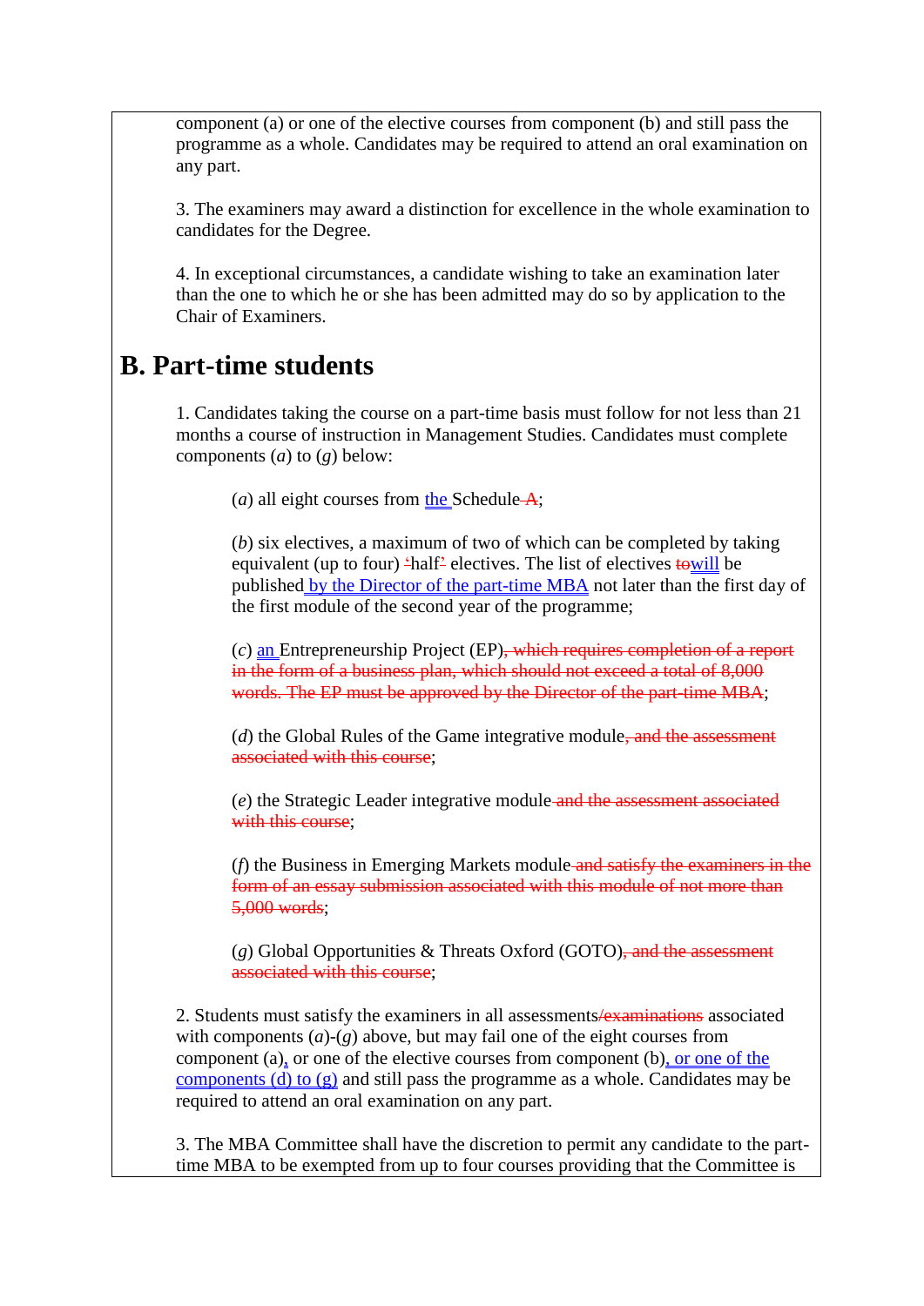component (a) or one of the elective courses from component (b) and still pass the programme as a whole. Candidates may be required to attend an oral examination on any part.

3. The examiners may award a distinction for excellence in the whole examination to candidates for the Degree.

4. In exceptional circumstances, a candidate wishing to take an examination later than the one to which he or she has been admitted may do so by application to the Chair of Examiners.

## B. Part-time students

1. Candidates taking the course on a part-time basis must follow for not less than 21 months a course of instruction in Management Studies. Candidates must complete components (*a*) to (*g*) below:

(*a*) all eight courses from the Schedule ~~A~~;

(*b*) six electives, a maximum of two of which can be completed by taking equivalent (up to four) ~~'~~half~~'~~ electives. The list of electives ~~to~~will be published by the Director of the part-time MBA not later than the first day of the first module of the second year of the programme;

(*c*) an Entrepreneurship Project (EP)~~, which requires completion of a report in the form of a business plan, which should not exceed a total of 8,000 words. The EP must be approved by the Director of the part-time MBA~~;

(*d*) the Global Rules of the Game integrative module~~, and the assessment associated with this course~~;

(*e*) the Strategic Leader integrative module ~~and the assessment associated with this course~~;

(*f*) the Business in Emerging Markets module ~~and satisfy the examiners in the form of an essay submission associated with this module of not more than 5,000 words~~;

(*g*) Global Opportunities & Threats Oxford (GOTO)~~, and the assessment associated with this course~~;

2. Students must satisfy the examiners in all assessments~~/examinations~~ associated with components (*a*)-(*g*) above, but may fail one of the eight courses from component (a), or one of the elective courses from component (b), or one of the components (d) to (g) and still pass the programme as a whole. Candidates may be required to attend an oral examination on any part.

3. The MBA Committee shall have the discretion to permit any candidate to the part-time MBA to be exempted from up to four courses providing that the Committee is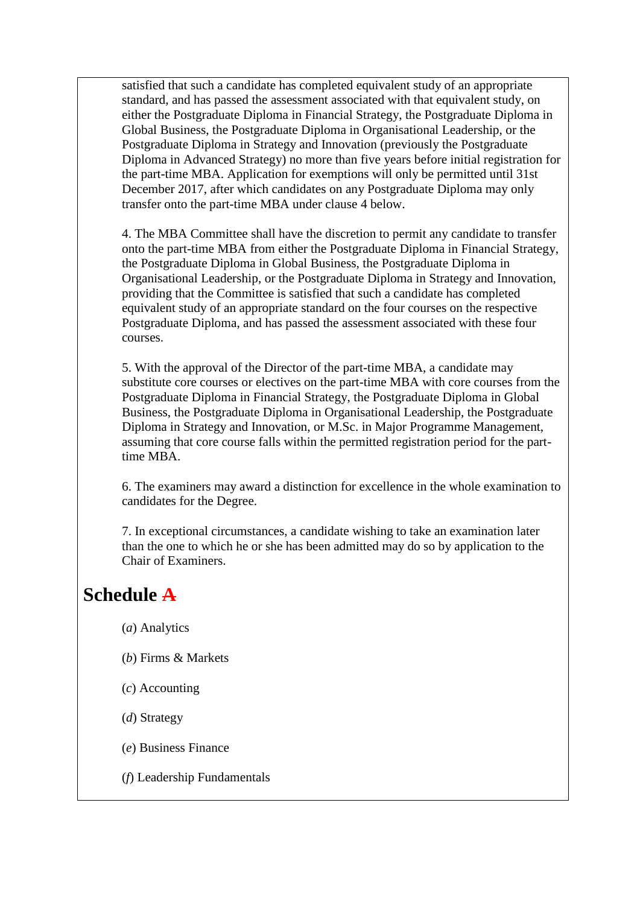satisfied that such a candidate has completed equivalent study of an appropriate standard, and has passed the assessment associated with that equivalent study, on either the Postgraduate Diploma in Financial Strategy, the Postgraduate Diploma in Global Business, the Postgraduate Diploma in Organisational Leadership, or the Postgraduate Diploma in Strategy and Innovation (previously the Postgraduate Diploma in Advanced Strategy) no more than five years before initial registration for the part-time MBA. Application for exemptions will only be permitted until 31st December 2017, after which candidates on any Postgraduate Diploma may only transfer onto the part-time MBA under clause 4 below.

4. The MBA Committee shall have the discretion to permit any candidate to transfer onto the part-time MBA from either the Postgraduate Diploma in Financial Strategy, the Postgraduate Diploma in Global Business, the Postgraduate Diploma in Organisational Leadership, or the Postgraduate Diploma in Strategy and Innovation, providing that the Committee is satisfied that such a candidate has completed equivalent study of an appropriate standard on the four courses on the respective Postgraduate Diploma, and has passed the assessment associated with these four courses.

5. With the approval of the Director of the part-time MBA, a candidate may substitute core courses or electives on the part-time MBA with core courses from the Postgraduate Diploma in Financial Strategy, the Postgraduate Diploma in Global Business, the Postgraduate Diploma in Organisational Leadership, the Postgraduate Diploma in Strategy and Innovation, or M.Sc. in Major Programme Management, assuming that core course falls within the permitted registration period for the part-time MBA.

6. The examiners may award a distinction for excellence in the whole examination to candidates for the Degree.

7. In exceptional circumstances, a candidate wishing to take an examination later than the one to which he or she has been admitted may do so by application to the Chair of Examiners.

## Schedule ~~A~~

(*a*) Analytics

(*b*) Firms & Markets

(*c*) Accounting

(*d*) Strategy

(*e*) Business Finance

(*f*) Leadership Fundamentals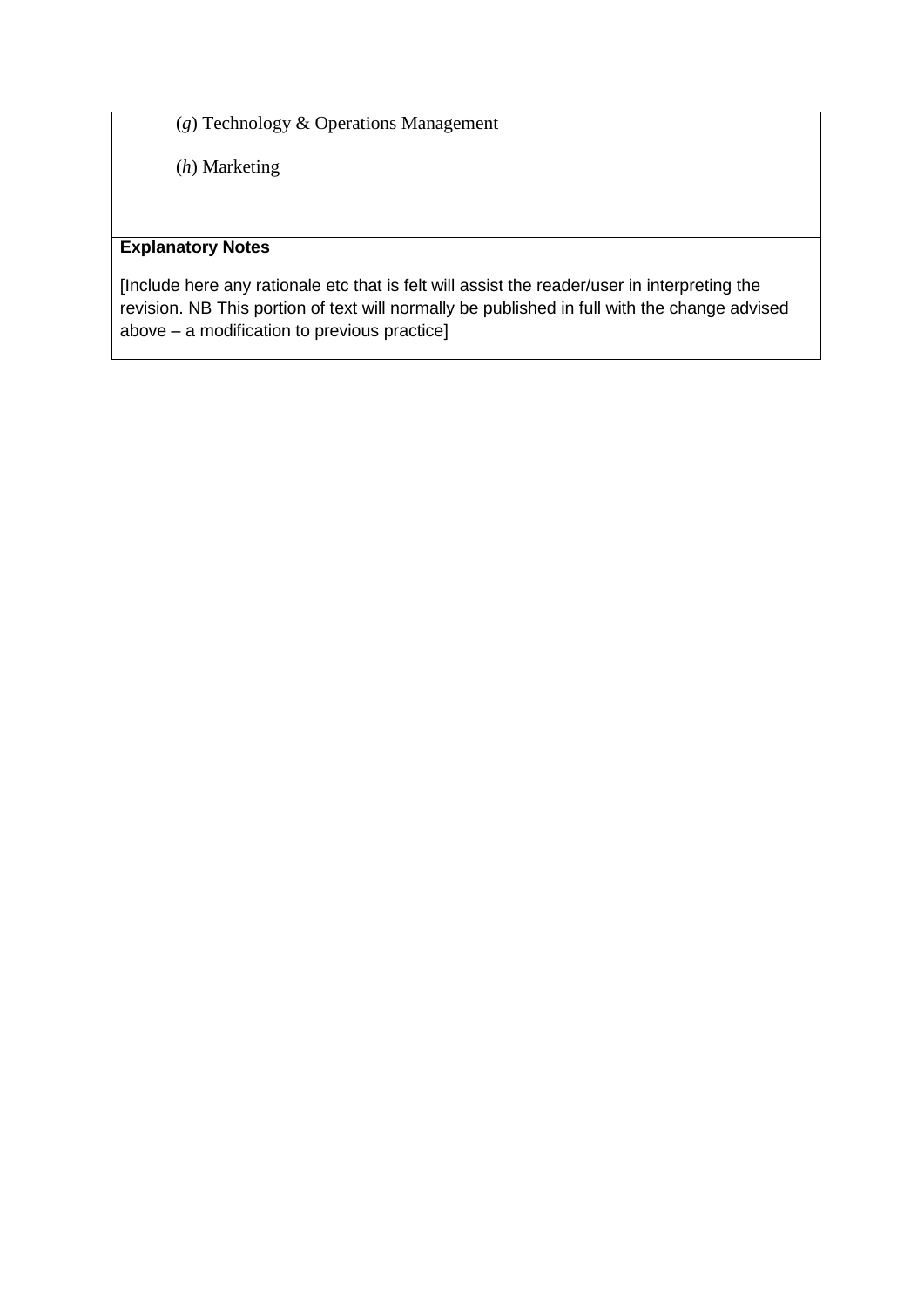(*g*) Technology & Operations Management

(*h*) Marketing

**Explanatory Notes**

[Include here any rationale etc that is felt will assist the reader/user in interpreting the revision. NB This portion of text will normally be published in full with the change advised above – a modification to previous practice]